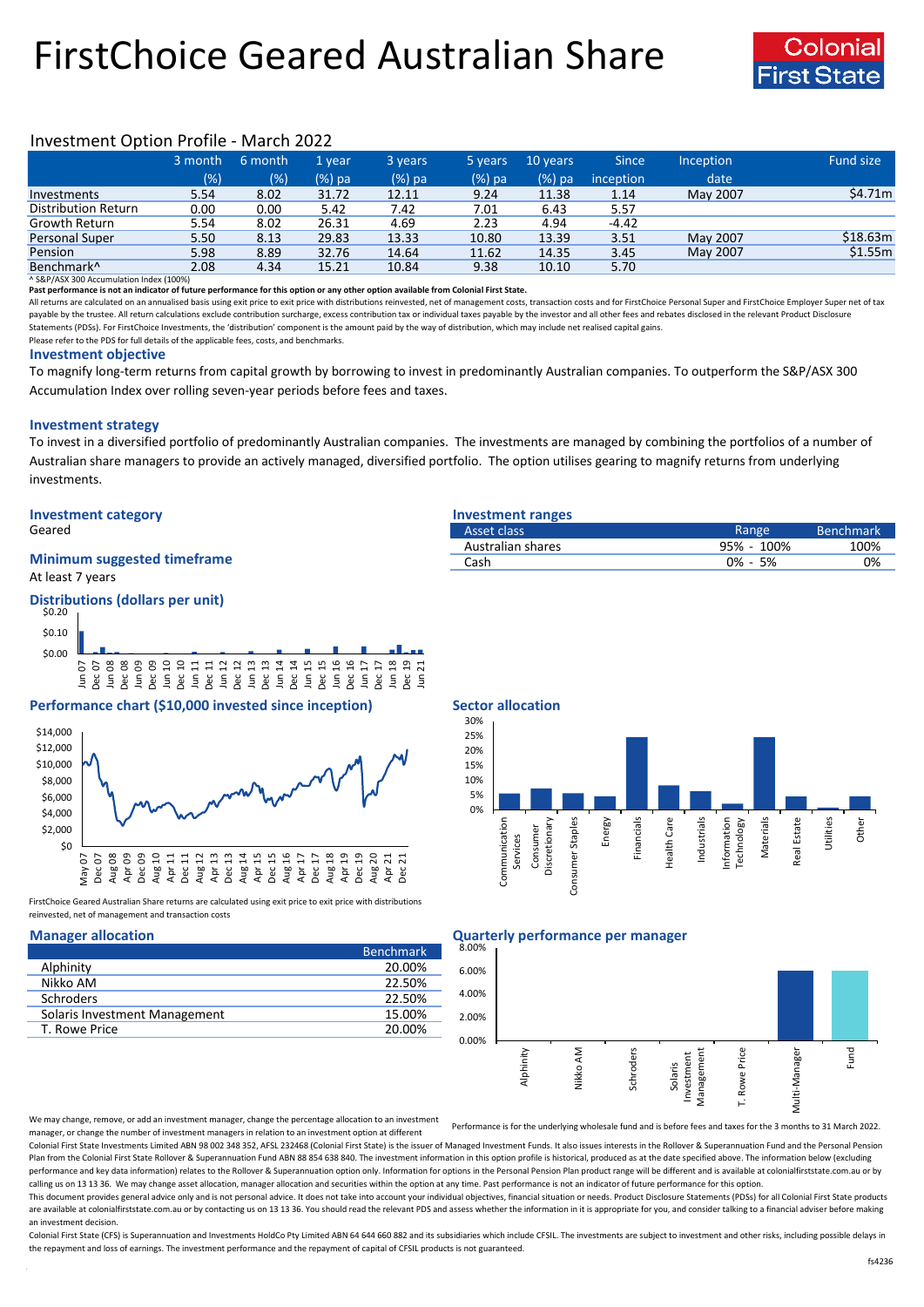# FirstChoice Geared Australian Share

Colonial First State

## Investment Option Profile - March 2022

| | 3 month (%) | 6 month (%) | 1 year (%) pa | 3 years (%) pa | 5 years (%) pa | 10 years (%) pa | Since inception | Inception date | Fund size |
|---|---|---|---|---|---|---|---|---|---|
| Investments | 5.54 | 8.02 | 31.72 | 12.11 | 9.24 | 11.38 | 1.14 | May 2007 | $4.71m |
| Distribution Return | 0.00 | 0.00 | 5.42 | 7.42 | 7.01 | 6.43 | 5.57 | | |
| Growth Return | 5.54 | 8.02 | 26.31 | 4.69 | 2.23 | 4.94 | -4.42 | | |
| Personal Super | 5.50 | 8.13 | 29.83 | 13.33 | 10.80 | 13.39 | 3.51 | May 2007 | $18.63m |
| Pension | 5.98 | 8.89 | 32.76 | 14.64 | 11.62 | 14.35 | 3.45 | May 2007 | $1.55m |
| Benchmark^ | 2.08 | 4.34 | 15.21 | 10.84 | 9.38 | 10.10 | 5.70 | | |

^ S&P/ASX 300 Accumulation Index (100%)

**Past performance is not an indicator of future performance for this option or any other option available from Colonial First State.**

All returns are calculated on an annualised basis using exit price to exit price with distributions reinvested, net of management costs, transaction costs and for FirstChoice Personal Super and FirstChoice Employer Super net of tax payable by the trustee. All return calculations exclude contribution surcharge, excess contribution tax or individual taxes payable by the investor and all other fees and rebates disclosed in the relevant Product Disclosure Statements (PDSs). For FirstChoice Investments, the 'distribution' component is the amount paid by the way of distribution, which may include net realised capital gains.

Please refer to the PDS for full details of the applicable fees, costs, and benchmarks.

### Investment objective

To magnify long-term returns from capital growth by borrowing to invest in predominantly Australian companies. To outperform the S&P/ASX 300 Accumulation Index over rolling seven-year periods before fees and taxes.

### Investment strategy

To invest in a diversified portfolio of predominantly Australian companies. The investments are managed by combining the portfolios of a number of Australian share managers to provide an actively managed, diversified portfolio. The option utilises gearing to magnify returns from underlying investments.

### Investment category

Geared

### Minimum suggested timeframe

At least 7 years

### Investment ranges

| Asset class | Range | Benchmark |
|---|---|---|
| Australian shares | 95% - 100% | 100% |
| Cash | 0% - 5% | 0% |

### Distributions (dollars per unit)

### Performance chart ($10,000 invested since inception)

FirstChoice Geared Australian Share returns are calculated using exit price to exit price with distributions reinvested, net of management and transaction costs

### Sector allocation

### Manager allocation

| | Benchmark |
|---|---|
| Alphinity | 20.00% |
| Nikko AM | 22.50% |
| Schroders | 22.50% |
| Solaris Investment Management | 15.00% |
| T. Rowe Price | 20.00% |

### Quarterly performance per manager

Performance is for the underlying wholesale fund and is before fees and taxes for the 3 months to 31 March 2022.

We may change, remove, or add an investment manager, change the percentage allocation to an investment manager, or change the number of investment managers in relation to an investment option at different

Colonial First State Investments Limited ABN 98 002 348 352, AFSL 232468 (Colonial First State) is the issuer of Managed Investment Funds. It also issues interests in the Rollover & Superannuation Fund and the Personal Pension Plan from the Colonial First State Rollover & Superannuation Fund ABN 88 854 638 840. The investment information in this option profile is historical, produced as at the date specified above. The information below (excluding performance and key data information) relates to the Rollover & Superannuation option only. Information for options in the Personal Pension Plan product range will be different and is available at colonialfirststate.com.au or by calling us on 13 13 36. We may change asset allocation, manager allocation and securities within the option at any time. Past performance is not an indicator of future performance for this option.

This document provides general advice only and is not personal advice. It does not take into account your individual objectives, financial situation or needs. Product Disclosure Statements (PDSs) for all Colonial First State products are available at colonialfirststate.com.au or by contacting us on 13 13 36. You should read the relevant PDS and assess whether the information in it is appropriate for you, and consider talking to a financial adviser before making an investment decision.

Colonial First State (CFS) is Superannuation and Investments HoldCo Pty Limited ABN 64 644 660 882 and its subsidiaries which include CFSIL. The investments are subject to investment and other risks, including possible delays in the repayment and loss of earnings. The investment performance and the repayment of capital of CFSIL products is not guaranteed.

fs4236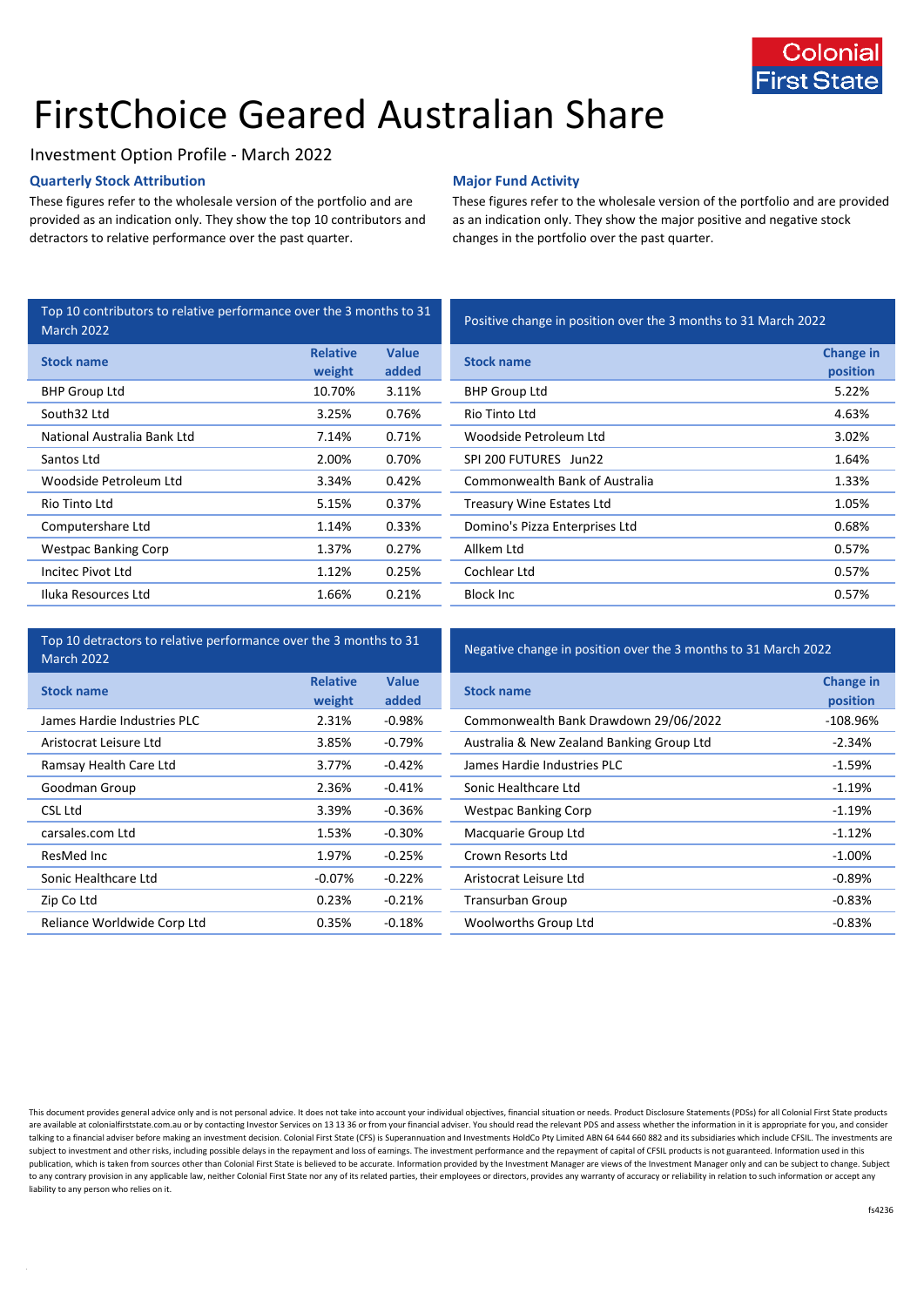# FirstChoice Geared Australian Share

Investment Option Profile - March 2022

### Quarterly Stock Attribution

These figures refer to the wholesale version of the portfolio and are provided as an indication only. They show the top 10 contributors and detractors to relative performance over the past quarter.

**Top 10 contributors to relative performance over the 3 months to 31 March 2022**

| Stock name | Relative weight | Value added |
|---|---|---|
| BHP Group Ltd | 10.70% | 3.11% |
| South32 Ltd | 3.25% | 0.76% |
| National Australia Bank Ltd | 7.14% | 0.71% |
| Santos Ltd | 2.00% | 0.70% |
| Woodside Petroleum Ltd | 3.34% | 0.42% |
| Rio Tinto Ltd | 5.15% | 0.37% |
| Computershare Ltd | 1.14% | 0.33% |
| Westpac Banking Corp | 1.37% | 0.27% |
| Incitec Pivot Ltd | 1.12% | 0.25% |
| Iluka Resources Ltd | 1.66% | 0.21% |

**Top 10 detractors to relative performance over the 3 months to 31 March 2022**

| Stock name | Relative weight | Value added |
|---|---|---|
| James Hardie Industries PLC | 2.31% | -0.98% |
| Aristocrat Leisure Ltd | 3.85% | -0.79% |
| Ramsay Health Care Ltd | 3.77% | -0.42% |
| Goodman Group | 2.36% | -0.41% |
| CSL Ltd | 3.39% | -0.36% |
| carsales.com Ltd | 1.53% | -0.30% |
| ResMed Inc | 1.97% | -0.25% |
| Sonic Healthcare Ltd | -0.07% | -0.22% |
| Zip Co Ltd | 0.23% | -0.21% |
| Reliance Worldwide Corp Ltd | 0.35% | -0.18% |

### Major Fund Activity

These figures refer to the wholesale version of the portfolio and are provided as an indication only. They show the major positive and negative stock changes in the portfolio over the past quarter.

**Positive change in position over the 3 months to 31 March 2022**

| Stock name | Change in position |
|---|---|
| BHP Group Ltd | 5.22% |
| Rio Tinto Ltd | 4.63% |
| Woodside Petroleum Ltd | 3.02% |
| SPI 200 FUTURES Jun22 | 1.64% |
| Commonwealth Bank of Australia | 1.33% |
| Treasury Wine Estates Ltd | 1.05% |
| Domino's Pizza Enterprises Ltd | 0.68% |
| Allkem Ltd | 0.57% |
| Cochlear Ltd | 0.57% |
| Block Inc | 0.57% |

**Negative change in position over the 3 months to 31 March 2022**

| Stock name | Change in position |
|---|---|
| Commonwealth Bank Drawdown 29/06/2022 | -108.96% |
| Australia & New Zealand Banking Group Ltd | -2.34% |
| James Hardie Industries PLC | -1.59% |
| Sonic Healthcare Ltd | -1.19% |
| Westpac Banking Corp | -1.19% |
| Macquarie Group Ltd | -1.12% |
| Crown Resorts Ltd | -1.00% |
| Aristocrat Leisure Ltd | -0.89% |
| Transurban Group | -0.83% |
| Woolworths Group Ltd | -0.83% |

This document provides general advice only and is not personal advice. It does not take into account your individual objectives, financial situation or needs. Product Disclosure Statements (PDSs) for all Colonial First State products are available at colonialfirststate.com.au or by contacting Investor Services on 13 13 36 or from your financial adviser. You should read the relevant PDS and assess whether the information in it is appropriate for you, and consider talking to a financial adviser before making an investment decision. Colonial First State (CFS) is Superannuation and Investments HoldCo Pty Limited ABN 64 644 660 882 and its subsidiaries which include CFSIL. The investments are subject to investment and other risks, including possible delays in the repayment and loss of earnings. The investment performance and the repayment of capital of CFSIL products is not guaranteed. Information used in this publication, which is taken from sources other than Colonial First State is believed to be accurate. Information provided by the Investment Manager are views of the Investment Manager only and can be subject to change. Subject to any contrary provision in any applicable law, neither Colonial First State nor any of its related parties, their employees or directors, provides any warranty of accuracy or reliability in relation to such information or accept any liability to any person who relies on it.

fs4236